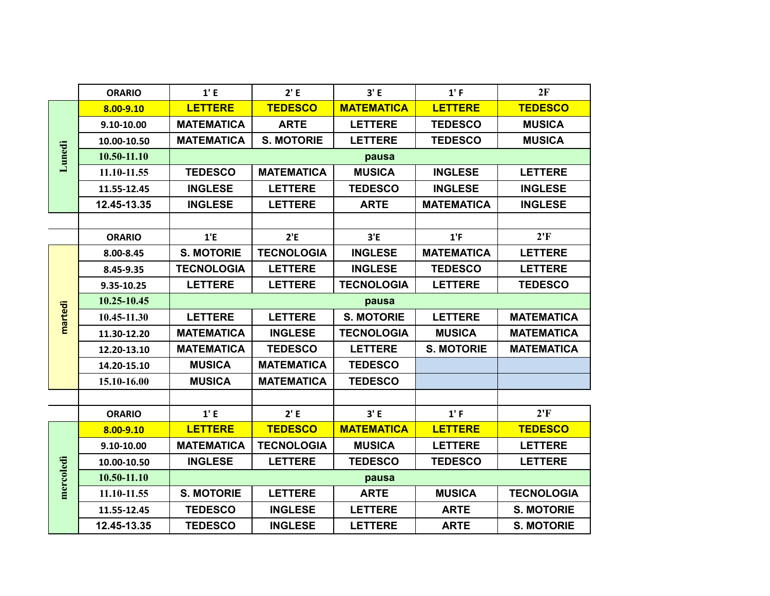| | ORARIO | 1' E | 2' E | 3' E | 1' F | 2F |
|---|---|---|---|---|---|---|
| Lunedì | 8.00-9.10 | LETTERE | TEDESCO | MATEMATICA | LETTERE | TEDESCO |
| | 9.10-10.00 | MATEMATICA | ARTE | LETTERE | TEDESCO | MUSICA |
| | 10.00-10.50 | MATEMATICA | S. MOTORIE | LETTERE | TEDESCO | MUSICA |
| | 10.50-11.10 | pausa | | | | |
| | 11.10-11.55 | TEDESCO | MATEMATICA | MUSICA | INGLESE | LETTERE |
| | 11.55-12.45 | INGLESE | LETTERE | TEDESCO | INGLESE | INGLESE |
| | 12.45-13.35 | INGLESE | LETTERE | ARTE | MATEMATICA | INGLESE |

| | ORARIO | 1'E | 2'E | 3'E | 1'F | 2'F |
|---|---|---|---|---|---|---|
| martedì | 8.00-8.45 | S. MOTORIE | TECNOLOGIA | INGLESE | MATEMATICA | LETTERE |
| | 8.45-9.35 | TECNOLOGIA | LETTERE | INGLESE | TEDESCO | LETTERE |
| | 9.35-10.25 | LETTERE | LETTERE | TECNOLOGIA | LETTERE | TEDESCO |
| | 10.25-10.45 | pausa | | | | |
| | 10.45-11.30 | LETTERE | LETTERE | S. MOTORIE | LETTERE | MATEMATICA |
| | 11.30-12.20 | MATEMATICA | INGLESE | TECNOLOGIA | MUSICA | MATEMATICA |
| | 12.20-13.10 | MATEMATICA | TEDESCO | LETTERE | S. MOTORIE | MATEMATICA |
| | 14.20-15.10 | MUSICA | MATEMATICA | TEDESCO | | |
| | 15.10-16.00 | MUSICA | MATEMATICA | TEDESCO | | |

| | ORARIO | 1' E | 2' E | 3' E | 1' F | 2'F |
|---|---|---|---|---|---|---|
| mercoledì | 8.00-9.10 | LETTERE | TEDESCO | MATEMATICA | LETTERE | TEDESCO |
| | 9.10-10.00 | MATEMATICA | TECNOLOGIA | MUSICA | LETTERE | LETTERE |
| | 10.00-10.50 | INGLESE | LETTERE | TEDESCO | TEDESCO | LETTERE |
| | 10.50-11.10 | pausa | | | | |
| | 11.10-11.55 | S. MOTORIE | LETTERE | ARTE | MUSICA | TECNOLOGIA |
| | 11.55-12.45 | TEDESCO | INGLESE | LETTERE | ARTE | S. MOTORIE |
| | 12.45-13.35 | TEDESCO | INGLESE | LETTERE | ARTE | S. MOTORIE |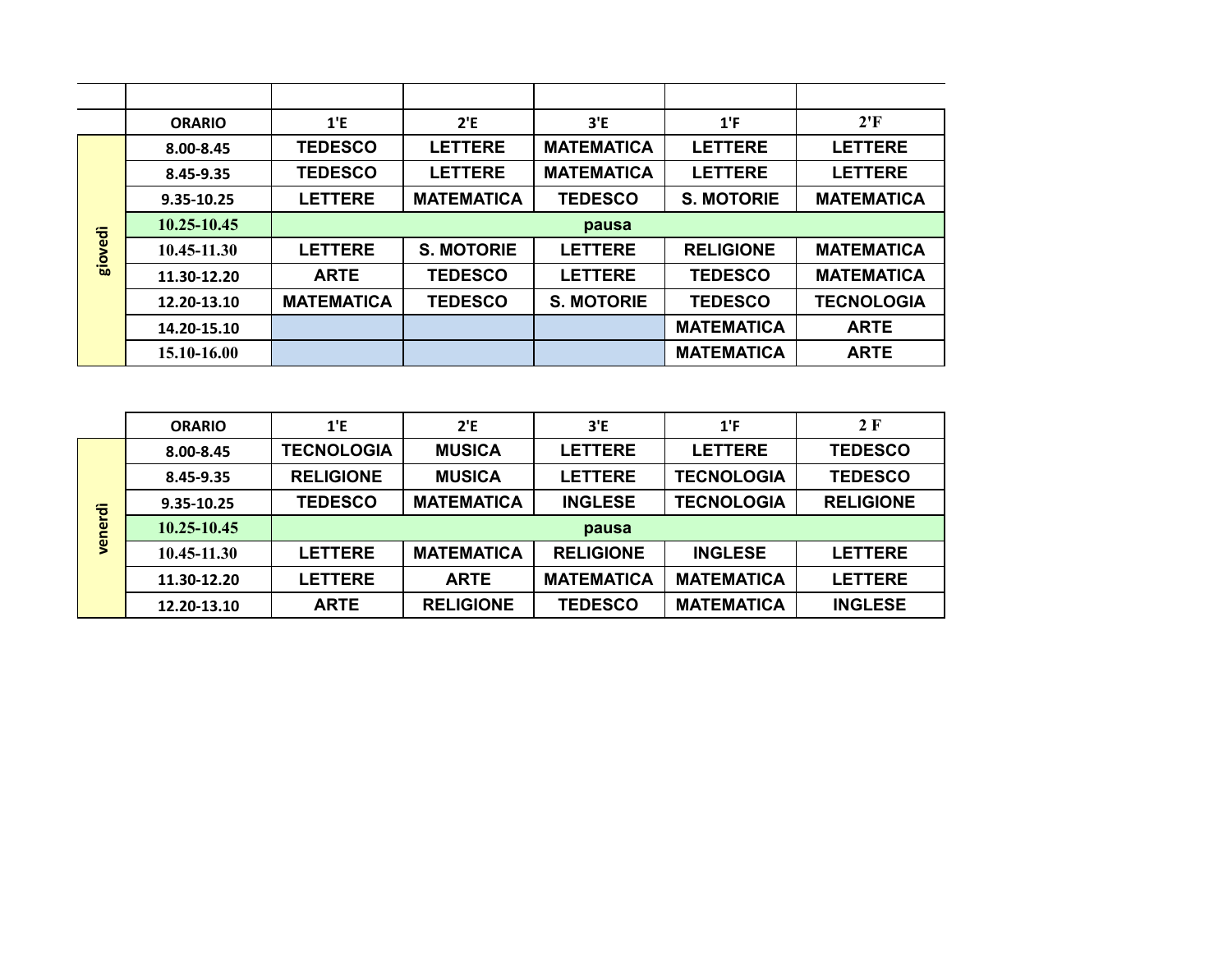| | ORARIO | 1'E | 2'E | 3'E | 1'F | 2'F |
|---|---|---|---|---|---|---|
| giovedì | 8.00-8.45 | TEDESCO | LETTERE | MATEMATICA | LETTERE | LETTERE |
| | 8.45-9.35 | TEDESCO | LETTERE | MATEMATICA | LETTERE | LETTERE |
| | 9.35-10.25 | LETTERE | MATEMATICA | TEDESCO | S. MOTORIE | MATEMATICA |
| | 10.25-10.45 | pausa | | | | |
| | 10.45-11.30 | LETTERE | S. MOTORIE | LETTERE | RELIGIONE | MATEMATICA |
| | 11.30-12.20 | ARTE | TEDESCO | LETTERE | TEDESCO | MATEMATICA |
| | 12.20-13.10 | MATEMATICA | TEDESCO | S. MOTORIE | TEDESCO | TECNOLOGIA |
| | 14.20-15.10 | | | | MATEMATICA | ARTE |
| | 15.10-16.00 | | | | MATEMATICA | ARTE |

| | ORARIO | 1'E | 2'E | 3'E | 1'F | 2 F |
|---|---|---|---|---|---|---|
| venerdì | 8.00-8.45 | TECNOLOGIA | MUSICA | LETTERE | LETTERE | TEDESCO |
| | 8.45-9.35 | RELIGIONE | MUSICA | LETTERE | TECNOLOGIA | TEDESCO |
| | 9.35-10.25 | TEDESCO | MATEMATICA | INGLESE | TECNOLOGIA | RELIGIONE |
| | 10.25-10.45 | pausa | | | | |
| | 10.45-11.30 | LETTERE | MATEMATICA | RELIGIONE | INGLESE | LETTERE |
| | 11.30-12.20 | LETTERE | ARTE | MATEMATICA | MATEMATICA | LETTERE |
| | 12.20-13.10 | ARTE | RELIGIONE | TEDESCO | MATEMATICA | INGLESE |